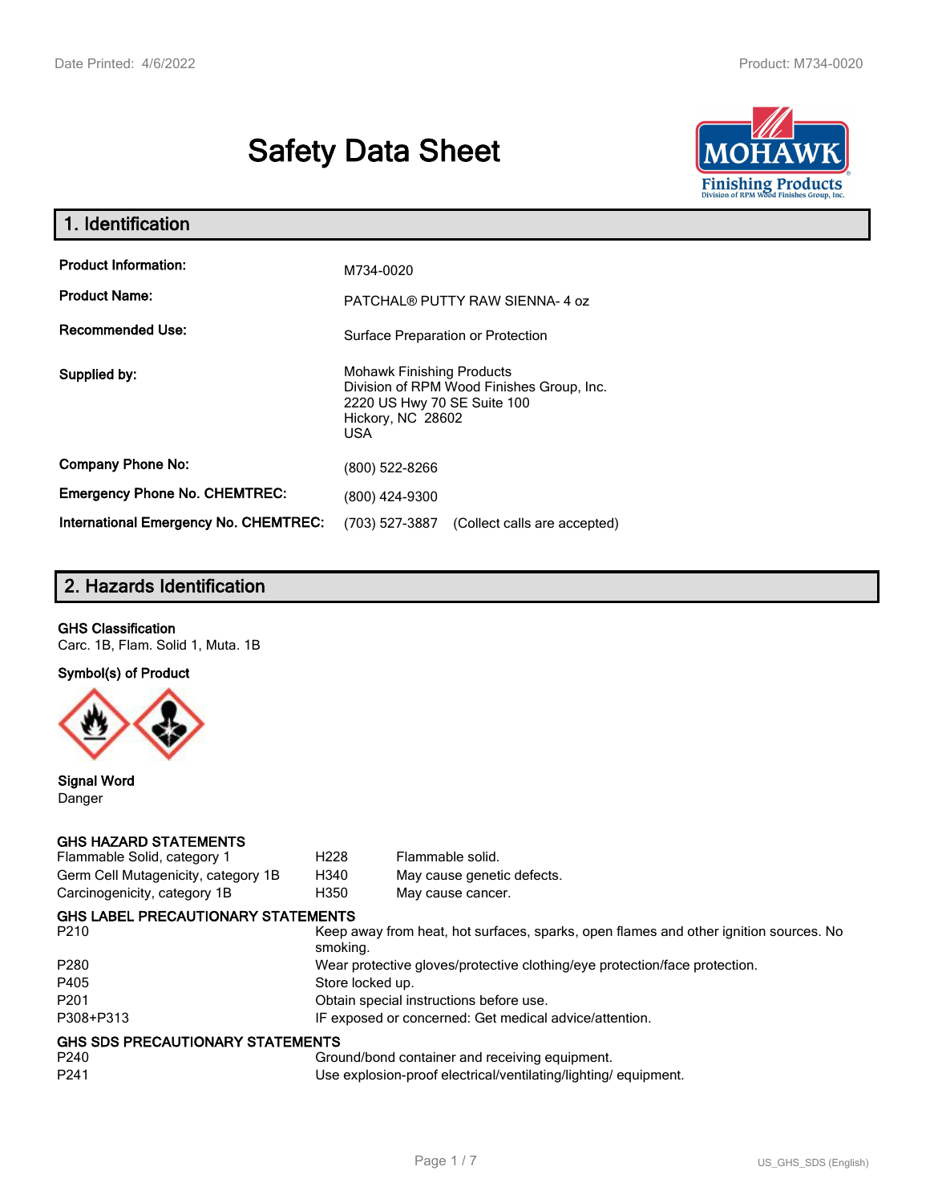# Safety Data Sheet

## 1. Identification

| | |
|---|---|
| **Product Information:** | M734-0020 |
| **Product Name:** | PATCHAL® PUTTY RAW SIENNA- 4 oz |
| **Recommended Use:** | Surface Preparation or Protection |
| **Supplied by:** | Mohawk Finishing Products<br>Division of RPM Wood Finishes Group, Inc.<br>2220 US Hwy 70 SE Suite 100<br>Hickory, NC 28602<br>USA |
| **Company Phone No:** | (800) 522-8266 |
| **Emergency Phone No. CHEMTREC:** | (800) 424-9300 |
| **International Emergency No. CHEMTREC:** | (703) 527-3887 (Collect calls are accepted) |

## 2. Hazards Identification

**GHS Classification**

Carc. 1B, Flam. Solid 1, Muta. 1B

**Symbol(s) of Product**

**Signal Word**

Danger

**GHS HAZARD STATEMENTS**

| | | |
|---|---|---|
| Flammable Solid, category 1 | H228 | Flammable solid. |
| Germ Cell Mutagenicity, category 1B | H340 | May cause genetic defects. |
| Carcinogenicity, category 1B | H350 | May cause cancer. |

**GHS LABEL PRECAUTIONARY STATEMENTS**

| | |
|---|---|
| P210 | Keep away from heat, hot surfaces, sparks, open flames and other ignition sources. No smoking. |
| P280 | Wear protective gloves/protective clothing/eye protection/face protection. |
| P405 | Store locked up. |
| P201 | Obtain special instructions before use. |
| P308+P313 | IF exposed or concerned: Get medical advice/attention. |

**GHS SDS PRECAUTIONARY STATEMENTS**

| | |
|---|---|
| P240 | Ground/bond container and receiving equipment. |
| P241 | Use explosion-proof electrical/ventilating/lighting/ equipment. |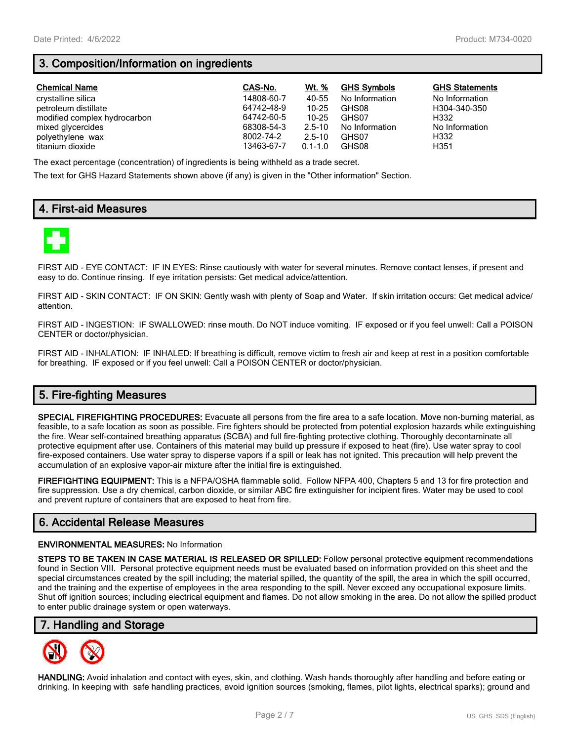## 3. Composition/Information on ingredients

| Chemical Name | CAS-No. | Wt. % | GHS Symbols | GHS Statements |
|---|---|---|---|---|
| crystalline silica | 14808-60-7 | 40-55 | No Information | No Information |
| petroleum distillate | 64742-48-9 | 10-25 | GHS08 | H304-340-350 |
| modified complex hydrocarbon | 64742-60-5 | 10-25 | GHS07 | H332 |
| mixed glycercides | 68308-54-3 | 2.5-10 | No Information | No Information |
| polyethylene wax | 8002-74-2 | 2.5-10 | GHS07 | H332 |
| titanium dioxide | 13463-67-7 | 0.1-1.0 | GHS08 | H351 |

The exact percentage (concentration) of ingredients is being withheld as a trade secret.

The text for GHS Hazard Statements shown above (if any) is given in the "Other information" Section.

## 4. First-aid Measures

FIRST AID - EYE CONTACT: IF IN EYES: Rinse cautiously with water for several minutes. Remove contact lenses, if present and easy to do. Continue rinsing. If eye irritation persists: Get medical advice/attention.

FIRST AID - SKIN CONTACT: IF ON SKIN: Gently wash with plenty of Soap and Water. If skin irritation occurs: Get medical advice/ attention.

FIRST AID - INGESTION: IF SWALLOWED: rinse mouth. Do NOT induce vomiting. IF exposed or if you feel unwell: Call a POISON CENTER or doctor/physician.

FIRST AID - INHALATION: IF INHALED: If breathing is difficult, remove victim to fresh air and keep at rest in a position comfortable for breathing. IF exposed or if you feel unwell: Call a POISON CENTER or doctor/physician.

## 5. Fire-fighting Measures

**SPECIAL FIREFIGHTING PROCEDURES:** Evacuate all persons from the fire area to a safe location. Move non-burning material, as feasible, to a safe location as soon as possible. Fire fighters should be protected from potential explosion hazards while extinguishing the fire. Wear self-contained breathing apparatus (SCBA) and full fire-fighting protective clothing. Thoroughly decontaminate all protective equipment after use. Containers of this material may build up pressure if exposed to heat (fire). Use water spray to cool fire-exposed containers. Use water spray to disperse vapors if a spill or leak has not ignited. This precaution will help prevent the accumulation of an explosive vapor-air mixture after the initial fire is extinguished.

**FIREFIGHTING EQUIPMENT:** This is a NFPA/OSHA flammable solid. Follow NFPA 400, Chapters 5 and 13 for fire protection and fire suppression. Use a dry chemical, carbon dioxide, or similar ABC fire extinguisher for incipient fires. Water may be used to cool and prevent rupture of containers that are exposed to heat from fire.

## 6. Accidental Release Measures

**ENVIRONMENTAL MEASURES:** No Information

**STEPS TO BE TAKEN IN CASE MATERIAL IS RELEASED OR SPILLED:** Follow personal protective equipment recommendations found in Section VIII. Personal protective equipment needs must be evaluated based on information provided on this sheet and the special circumstances created by the spill including; the material spilled, the quantity of the spill, the area in which the spill occurred, and the training and the expertise of employees in the area responding to the spill. Never exceed any occupational exposure limits. Shut off ignition sources; including electrical equipment and flames. Do not allow smoking in the area. Do not allow the spilled product to enter public drainage system or open waterways.

## 7. Handling and Storage

**HANDLING:** Avoid inhalation and contact with eyes, skin, and clothing. Wash hands thoroughly after handling and before eating or drinking. In keeping with safe handling practices, avoid ignition sources (smoking, flames, pilot lights, electrical sparks); ground and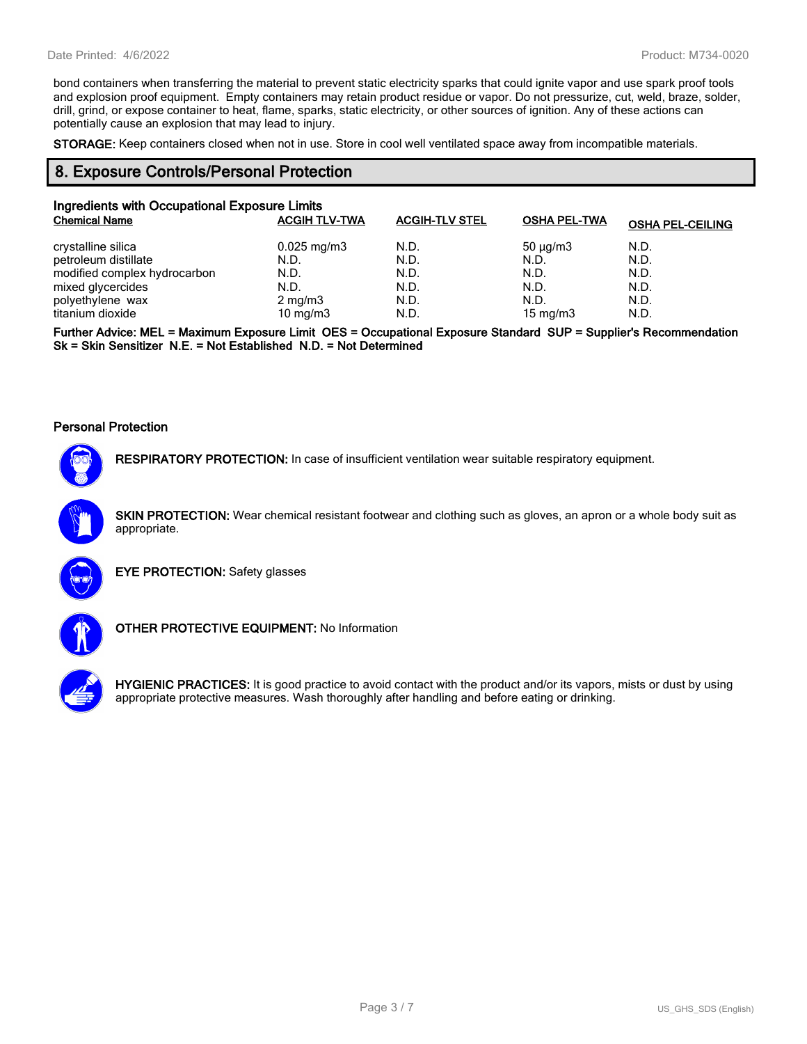bond containers when transferring the material to prevent static electricity sparks that could ignite vapor and use spark proof tools and explosion proof equipment.  Empty containers may retain product residue or vapor. Do not pressurize, cut, weld, braze, solder, drill, grind, or expose container to heat, flame, sparks, static electricity, or other sources of ignition. Any of these actions can potentially cause an explosion that may lead to injury.

**STORAGE:** Keep containers closed when not in use. Store in cool well ventilated space away from incompatible materials.

## 8. Exposure Controls/Personal Protection

### Ingredients with Occupational Exposure Limits

| Chemical Name | ACGIH TLV-TWA | ACGIH-TLV STEL | OSHA PEL-TWA | OSHA PEL-CEILING |
|---|---|---|---|---|
| crystalline silica | 0.025 mg/m3 | N.D. | 50 µg/m3 | N.D. |
| petroleum distillate | N.D. | N.D. | N.D. | N.D. |
| modified complex hydrocarbon | N.D. | N.D. | N.D. | N.D. |
| mixed glycercides | N.D. | N.D. | N.D. | N.D. |
| polyethylene  wax | 2 mg/m3 | N.D. | N.D. | N.D. |
| titanium dioxide | 10 mg/m3 | N.D. | 15 mg/m3 | N.D. |

**Further Advice: MEL = Maximum Exposure Limit  OES = Occupational Exposure Standard  SUP = Supplier's Recommendation  Sk = Skin Sensitizer  N.E. = Not Established  N.D. = Not Determined**

### Personal Protection

**RESPIRATORY PROTECTION:** In case of insufficient ventilation wear suitable respiratory equipment.

**SKIN PROTECTION:** Wear chemical resistant footwear and clothing such as gloves, an apron or a whole body suit as appropriate.

**EYE PROTECTION:** Safety glasses

**OTHER PROTECTIVE EQUIPMENT:** No Information

**HYGIENIC PRACTICES:** It is good practice to avoid contact with the product and/or its vapors, mists or dust by using appropriate protective measures. Wash thoroughly after handling and before eating or drinking.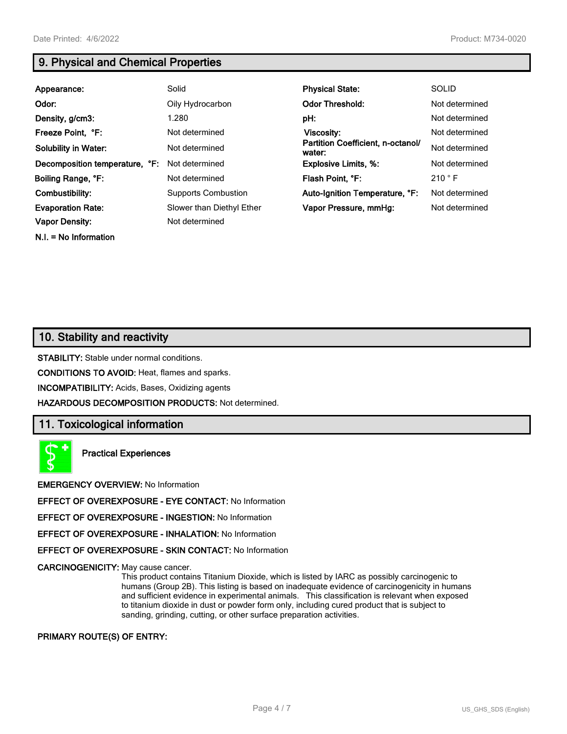## 9. Physical and Chemical Properties

| | | | |
|---|---|---|---|
| **Appearance:** | Solid | **Physical State:** | SOLID |
| **Odor:** | Oily Hydrocarbon | **Odor Threshold:** | Not determined |
| **Density, g/cm3:** | 1.280 | **pH:** | Not determined |
| **Freeze Point, °F:** | Not determined | **Viscosity:** | Not determined |
| **Solubility in Water:** | Not determined | **Partition Coefficient, n-octanol/ water:** | Not determined |
| **Decomposition temperature, °F:** | Not determined | **Explosive Limits, %:** | Not determined |
| **Boiling Range, °F:** | Not determined | **Flash Point, °F:** | 210 ° F |
| **Combustibility:** | Supports Combustion | **Auto-Ignition Temperature, °F:** | Not determined |
| **Evaporation Rate:** | Slower than Diethyl Ether | **Vapor Pressure, mmHg:** | Not determined |
| **Vapor Density:** | Not determined | | |

**N.I. = No Information**

## 10. Stability and reactivity

**STABILITY:** Stable under normal conditions.

**CONDITIONS TO AVOID:** Heat, flames and sparks.

**INCOMPATIBILITY:** Acids, Bases, Oxidizing agents

**HAZARDOUS DECOMPOSITION PRODUCTS:** Not determined.

## 11. Toxicological information

**Practical Experiences**

**EMERGENCY OVERVIEW:** No Information

**EFFECT OF OVEREXPOSURE - EYE CONTACT:** No Information

**EFFECT OF OVEREXPOSURE - INGESTION:** No Information

**EFFECT OF OVEREXPOSURE - INHALATION:** No Information

**EFFECT OF OVEREXPOSURE - SKIN CONTACT:** No Information

**CARCINOGENICITY:** May cause cancer.
This product contains Titanium Dioxide, which is listed by IARC as possibly carcinogenic to humans (Group 2B). This listing is based on inadequate evidence of carcinogenicity in humans and sufficient evidence in experimental animals. This classification is relevant when exposed to titanium dioxide in dust or powder form only, including cured product that is subject to sanding, grinding, cutting, or other surface preparation activities.

**PRIMARY ROUTE(S) OF ENTRY:**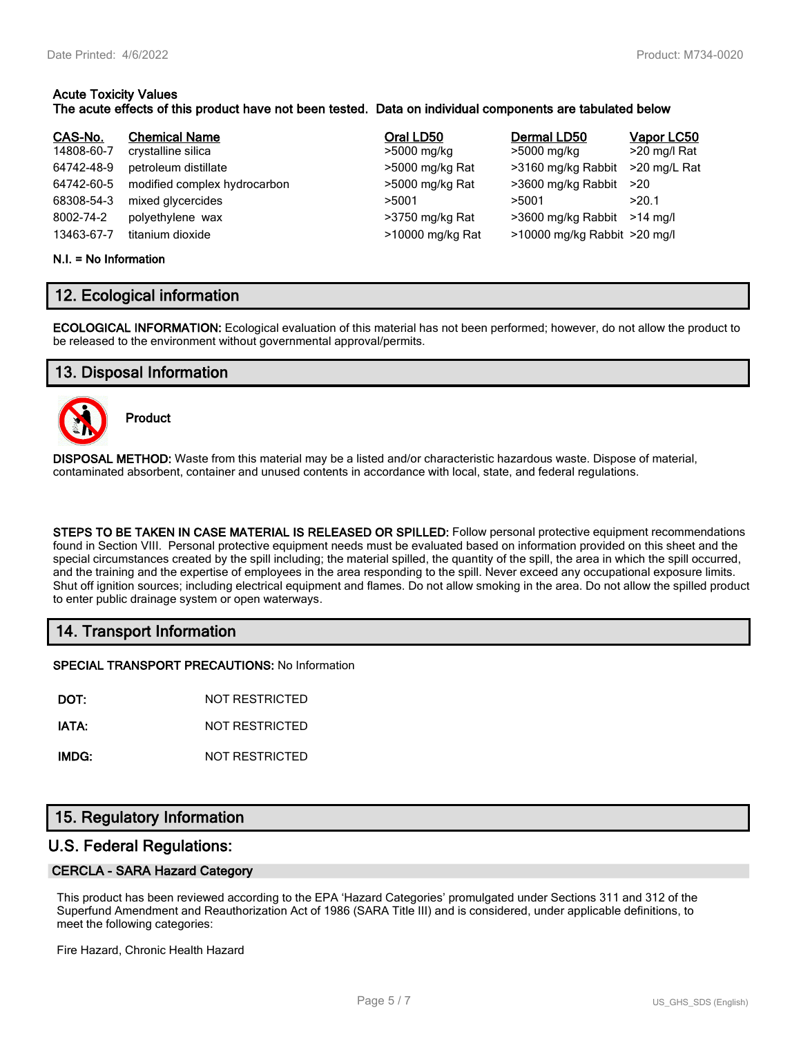**Acute Toxicity Values**
**The acute effects of this product have not been tested. Data on individual components are tabulated below**

| CAS-No. | Chemical Name | Oral LD50 | Dermal LD50 | Vapor LC50 |
|---|---|---|---|---|
| 14808-60-7 | crystalline silica | >5000 mg/kg | >5000 mg/kg | >20 mg/l Rat |
| 64742-48-9 | petroleum distillate | >5000 mg/kg Rat | >3160 mg/kg Rabbit | >20 mg/L Rat |
| 64742-60-5 | modified complex hydrocarbon | >5000 mg/kg Rat | >3600 mg/kg Rabbit | >20 |
| 68308-54-3 | mixed glycercides | >5001 | >5001 | >20.1 |
| 8002-74-2 | polyethylene wax | >3750 mg/kg Rat | >3600 mg/kg Rabbit | >14 mg/l |
| 13463-67-7 | titanium dioxide | >10000 mg/kg Rat | >10000 mg/kg Rabbit | >20 mg/l |

**N.I. = No Information**

## 12. Ecological information

**ECOLOGICAL INFORMATION:** Ecological evaluation of this material has not been performed; however, do not allow the product to be released to the environment without governmental approval/permits.

## 13. Disposal Information

**Product**

**DISPOSAL METHOD:** Waste from this material may be a listed and/or characteristic hazardous waste. Dispose of material, contaminated absorbent, container and unused contents in accordance with local, state, and federal regulations.

**STEPS TO BE TAKEN IN CASE MATERIAL IS RELEASED OR SPILLED:** Follow personal protective equipment recommendations found in Section VIII. Personal protective equipment needs must be evaluated based on information provided on this sheet and the special circumstances created by the spill including; the material spilled, the quantity of the spill, the area in which the spill occurred, and the training and the expertise of employees in the area responding to the spill. Never exceed any occupational exposure limits. Shut off ignition sources; including electrical equipment and flames. Do not allow smoking in the area. Do not allow the spilled product to enter public drainage system or open waterways.

## 14. Transport Information

**SPECIAL TRANSPORT PRECAUTIONS:** No Information

**DOT:** NOT RESTRICTED

**IATA:** NOT RESTRICTED

**IMDG:** NOT RESTRICTED

## 15. Regulatory Information

## U.S. Federal Regulations:

### CERCLA - SARA Hazard Category

This product has been reviewed according to the EPA 'Hazard Categories' promulgated under Sections 311 and 312 of the Superfund Amendment and Reauthorization Act of 1986 (SARA Title III) and is considered, under applicable definitions, to meet the following categories:

Fire Hazard, Chronic Health Hazard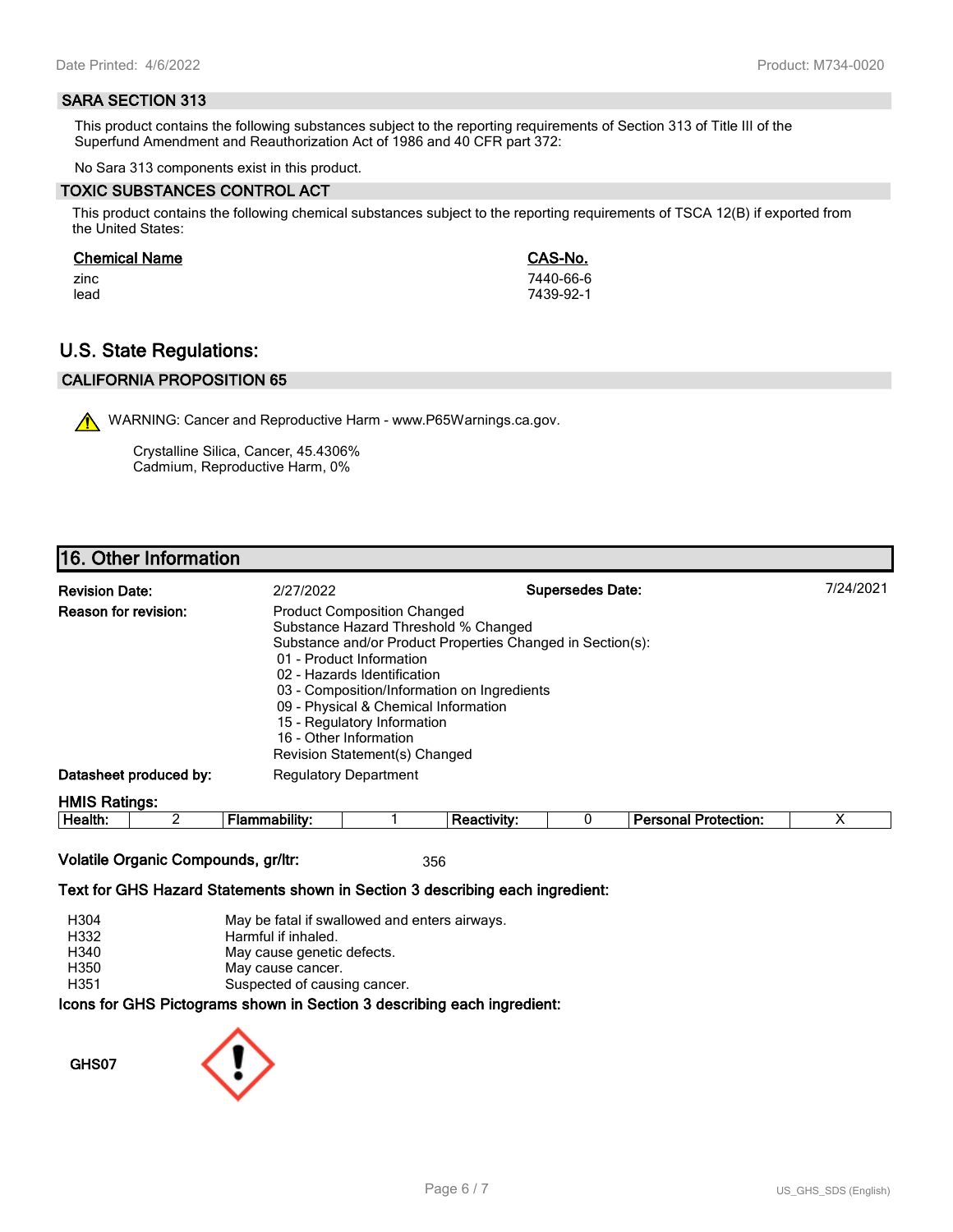## SARA SECTION 313

This product contains the following substances subject to the reporting requirements of Section 313 of Title III of the Superfund Amendment and Reauthorization Act of 1986 and 40 CFR part 372:

No Sara 313 components exist in this product.

## TOXIC SUBSTANCES CONTROL ACT

This product contains the following chemical substances subject to the reporting requirements of TSCA 12(B) if exported from the United States:

| Chemical Name | CAS-No. |
|---|---|
| zinc | 7440-66-6 |
| lead | 7439-92-1 |

# U.S. State Regulations:

## CALIFORNIA PROPOSITION 65

WARNING: Cancer and Reproductive Harm - www.P65Warnings.ca.gov.

Crystalline Silica, Cancer, 45.4306%
Cadmium, Reproductive Harm, 0%

# 16. Other Information

**Revision Date:** 2/27/2022 **Supersedes Date:** 7/24/2021

**Reason for revision:** Product Composition Changed
Substance Hazard Threshold % Changed
Substance and/or Product Properties Changed in Section(s):
- 01 - Product Information
- 02 - Hazards Identification
- 03 - Composition/Information on Ingredients
- 09 - Physical & Chemical Information
- 15 - Regulatory Information
- 16 - Other Information

Revision Statement(s) Changed

**Datasheet produced by:** Regulatory Department

**HMIS Ratings:**

| Health: | 2 | Flammability: | 1 | Reactivity: | 0 | Personal Protection: | X |
|---|---|---|---|---|---|---|---|

**Volatile Organic Compounds, gr/ltr:** 356

**Text for GHS Hazard Statements shown in Section 3 describing each ingredient:**

| | |
|---|---|
| H304 | May be fatal if swallowed and enters airways. |
| H332 | Harmful if inhaled. |
| H340 | May cause genetic defects. |
| H350 | May cause cancer. |
| H351 | Suspected of causing cancer. |

**Icons for GHS Pictograms shown in Section 3 describing each ingredient:**

**GHS07**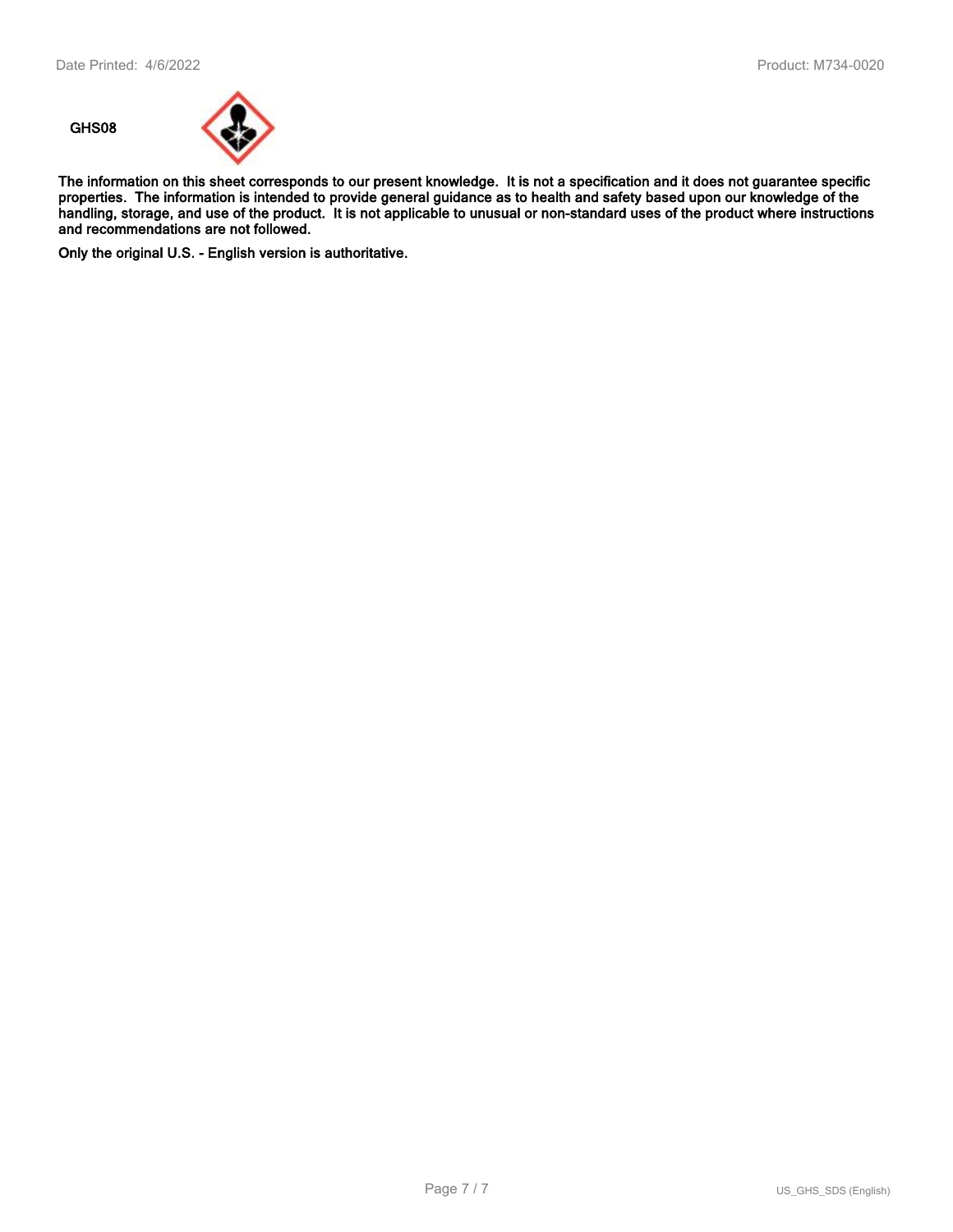GHS08

**The information on this sheet corresponds to our present knowledge. It is not a specification and it does not guarantee specific properties. The information is intended to provide general guidance as to health and safety based upon our knowledge of the handling, storage, and use of the product. It is not applicable to unusual or non-standard uses of the product where instructions and recommendations are not followed.**

**Only the original U.S. - English version is authoritative.**